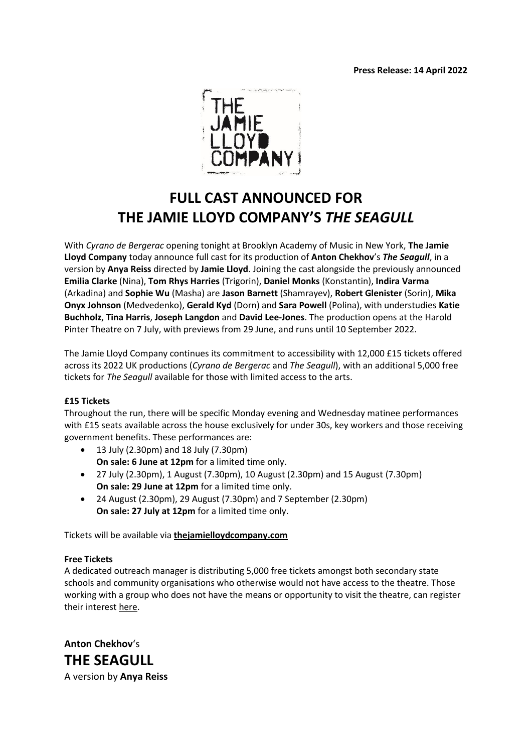**Press Release: 14 April 2022**

# FULL CAST ANNOUNCED FOR THE JAMIE LLOYD COMPANY'S *THE SEAGULL*

With *Cyrano de Bergerac* opening tonight at Brooklyn Academy of Music in New York, **The Jamie Lloyd Company** today announce full cast for its production of **Anton Chekhov**'s ***The Seagull***, in a version by **Anya Reiss** directed by **Jamie Lloyd**. Joining the cast alongside the previously announced **Emilia Clarke** (Nina), **Tom Rhys Harries** (Trigorin), **Daniel Monks** (Konstantin), **Indira Varma** (Arkadina) and **Sophie Wu** (Masha) are **Jason Barnett** (Shamrayev), **Robert Glenister** (Sorin), **Mika Onyx Johnson** (Medvedenko), **Gerald Kyd** (Dorn) and **Sara Powell** (Polina), with understudies **Katie Buchholz**, **Tina Harris**, **Joseph Langdon** and **David Lee-Jones**. The production opens at the Harold Pinter Theatre on 7 July, with previews from 29 June, and runs until 10 September 2022.

The Jamie Lloyd Company continues its commitment to accessibility with 12,000 £15 tickets offered across its 2022 UK productions (*Cyrano de Bergerac* and *The Seagull*), with an additional 5,000 free tickets for *The Seagull* available for those with limited access to the arts.

**£15 Tickets**

Throughout the run, there will be specific Monday evening and Wednesday matinee performances with £15 seats available across the house exclusively for under 30s, key workers and those receiving government benefits. These performances are:

- 13 July (2.30pm) and 18 July (7.30pm)
  **On sale: 6 June at 12pm** for a limited time only.
- 27 July (2.30pm), 1 August (7.30pm), 10 August (2.30pm) and 15 August (7.30pm)
  **On sale: 29 June at 12pm** for a limited time only.
- 24 August (2.30pm), 29 August (7.30pm) and 7 September (2.30pm)
  **On sale: 27 July at 12pm** for a limited time only.

Tickets will be available via **thejamielloydcompany.com**

**Free Tickets**

A dedicated outreach manager is distributing 5,000 free tickets amongst both secondary state schools and community organisations who otherwise would not have access to the theatre. Those working with a group who does not have the means or opportunity to visit the theatre, can register their interest here.

**Anton Chekhov**'s

## THE SEAGULL

A version by **Anya Reiss**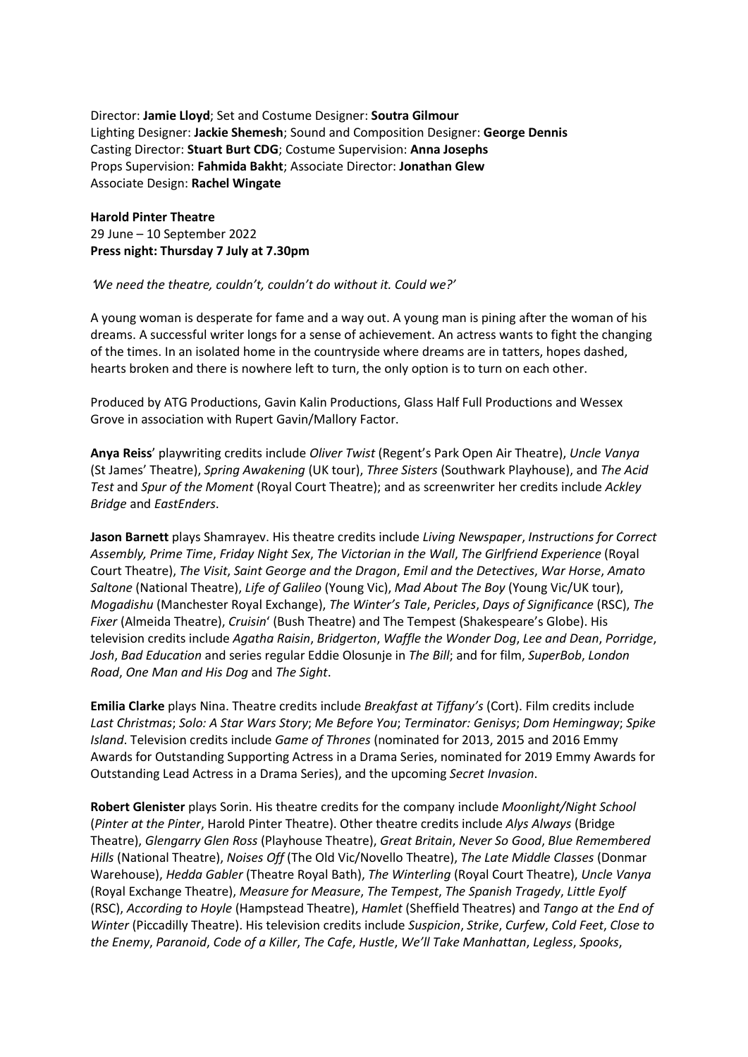Director: **Jamie Lloyd**; Set and Costume Designer: **Soutra Gilmour**
Lighting Designer: **Jackie Shemesh**; Sound and Composition Designer: **George Dennis**
Casting Director: **Stuart Burt CDG**; Costume Supervision: **Anna Josephs**
Props Supervision: **Fahmida Bakht**; Associate Director: **Jonathan Glew**
Associate Design: **Rachel Wingate**

**Harold Pinter Theatre**
29 June – 10 September 2022
**Press night: Thursday 7 July at 7.30pm**

*'We need the theatre, couldn't, couldn't do without it. Could we?'*

A young woman is desperate for fame and a way out. A young man is pining after the woman of his dreams. A successful writer longs for a sense of achievement. An actress wants to fight the changing of the times. In an isolated home in the countryside where dreams are in tatters, hopes dashed, hearts broken and there is nowhere left to turn, the only option is to turn on each other.

Produced by ATG Productions, Gavin Kalin Productions, Glass Half Full Productions and Wessex Grove in association with Rupert Gavin/Mallory Factor.

**Anya Reiss**' playwriting credits include *Oliver Twist* (Regent's Park Open Air Theatre), *Uncle Vanya* (St James' Theatre), *Spring Awakening* (UK tour), *Three Sisters* (Southwark Playhouse), and *The Acid Test* and *Spur of the Moment* (Royal Court Theatre); and as screenwriter her credits include *Ackley Bridge* and *EastEnders*.

**Jason Barnett** plays Shamrayev. His theatre credits include *Living Newspaper*, *Instructions for Correct Assembly, Prime Time*, *Friday Night Sex*, *The Victorian in the Wall*, *The Girlfriend Experience* (Royal Court Theatre), *The Visit*, *Saint George and the Dragon*, *Emil and the Detectives*, *War Horse*, *Amato Saltone* (National Theatre), *Life of Galileo* (Young Vic), *Mad About The Boy* (Young Vic/UK tour), *Mogadishu* (Manchester Royal Exchange), *The Winter's Tale*, *Pericles*, *Days of Significance* (RSC), *The Fixer* (Almeida Theatre), *Cruisin*' (Bush Theatre) and The Tempest (Shakespeare's Globe). His television credits include *Agatha Raisin*, *Bridgerton*, *Waffle the Wonder Dog*, *Lee and Dean*, *Porridge*, *Josh*, *Bad Education* and series regular Eddie Olosunje in *The Bill*; and for film, *SuperBob*, *London Road*, *One Man and His Dog* and *The Sight*.

**Emilia Clarke** plays Nina. Theatre credits include *Breakfast at Tiffany's* (Cort). Film credits include *Last Christmas*; *Solo: A Star Wars Story*; *Me Before You*; *Terminator: Genisys*; *Dom Hemingway*; *Spike Island*. Television credits include *Game of Thrones* (nominated for 2013, 2015 and 2016 Emmy Awards for Outstanding Supporting Actress in a Drama Series, nominated for 2019 Emmy Awards for Outstanding Lead Actress in a Drama Series), and the upcoming *Secret Invasion*.

**Robert Glenister** plays Sorin. His theatre credits for the company include *Moonlight/Night School* (*Pinter at the Pinter*, Harold Pinter Theatre). Other theatre credits include *Alys Always* (Bridge Theatre), *Glengarry Glen Ross* (Playhouse Theatre), *Great Britain*, *Never So Good*, *Blue Remembered Hills* (National Theatre), *Noises Off* (The Old Vic/Novello Theatre), *The Late Middle Classes* (Donmar Warehouse), *Hedda Gabler* (Theatre Royal Bath), *The Winterling* (Royal Court Theatre), *Uncle Vanya* (Royal Exchange Theatre), *Measure for Measure*, *The Tempest*, *The Spanish Tragedy*, *Little Eyolf* (RSC), *According to Hoyle* (Hampstead Theatre), *Hamlet* (Sheffield Theatres) and *Tango at the End of Winter* (Piccadilly Theatre). His television credits include *Suspicion*, *Strike*, *Curfew*, *Cold Feet*, *Close to the Enemy*, *Paranoid*, *Code of a Killer*, *The Cafe*, *Hustle*, *We'll Take Manhattan*, *Legless*, *Spooks*,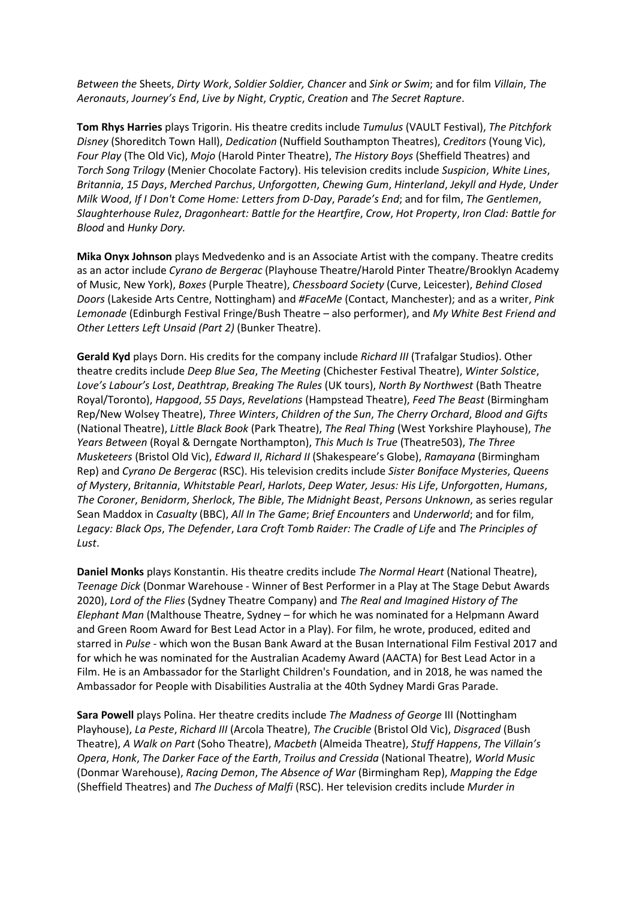*Between the* Sheets, *Dirty Work*, *Soldier Soldier, Chancer* and *Sink or Swim*; and for film *Villain*, *The Aeronauts*, *Journey's End*, *Live by Night*, *Cryptic*, *Creation* and *The Secret Rapture*.

**Tom Rhys Harries** plays Trigorin. His theatre credits include *Tumulus* (VAULT Festival), *The Pitchfork Disney* (Shoreditch Town Hall), *Dedication* (Nuffield Southampton Theatres), *Creditors* (Young Vic), *Four Play* (The Old Vic), *Mojo* (Harold Pinter Theatre), *The History Boys* (Sheffield Theatres) and *Torch Song Trilogy* (Menier Chocolate Factory). His television credits include *Suspicion*, *White Lines*, *Britannia*, *15 Days*, *Merched Parchus*, *Unforgotten*, *Chewing Gum*, *Hinterland*, *Jekyll and Hyde*, *Under Milk Wood*, *If I Don't Come Home: Letters from D-Day*, *Parade's End*; and for film, *The Gentlemen*, *Slaughterhouse Rulez*, *Dragonheart: Battle for the Heartfire*, *Crow*, *Hot Property*, *Iron Clad: Battle for Blood* and *Hunky Dory.*

**Mika Onyx Johnson** plays Medvedenko and is an Associate Artist with the company. Theatre credits as an actor include *Cyrano de Bergerac* (Playhouse Theatre/Harold Pinter Theatre/Brooklyn Academy of Music, New York), *Boxes* (Purple Theatre), *Chessboard Society* (Curve, Leicester), *Behind Closed Doors* (Lakeside Arts Centre, Nottingham) and *#FaceMe* (Contact, Manchester); and as a writer, *Pink Lemonade* (Edinburgh Festival Fringe/Bush Theatre – also performer), and *My White Best Friend and Other Letters Left Unsaid (Part 2)* (Bunker Theatre).

**Gerald Kyd** plays Dorn. His credits for the company include *Richard III* (Trafalgar Studios). Other theatre credits include *Deep Blue Sea*, *The Meeting* (Chichester Festival Theatre), *Winter Solstice*, *Love's Labour's Lost*, *Deathtrap*, *Breaking The Rules* (UK tours), *North By Northwest* (Bath Theatre Royal/Toronto), *Hapgood*, *55 Days*, *Revelations* (Hampstead Theatre), *Feed The Beast* (Birmingham Rep/New Wolsey Theatre), *Three Winters*, *Children of the Sun*, *The Cherry Orchard*, *Blood and Gifts* (National Theatre), *Little Black Book* (Park Theatre), *The Real Thing* (West Yorkshire Playhouse), *The Years Between* (Royal & Derngate Northampton), *This Much Is True* (Theatre503), *The Three Musketeers* (Bristol Old Vic), *Edward II*, *Richard II* (Shakespeare's Globe), *Ramayana* (Birmingham Rep) and *Cyrano De Bergerac* (RSC). His television credits include *Sister Boniface Mysteries*, *Queens of Mystery*, *Britannia*, *Whitstable Pearl*, *Harlots*, *Deep Water, Jesus: His Life*, *Unforgotten*, *Humans*, *The Coroner*, *Benidorm*, *Sherlock*, *The Bible*, *The Midnight Beast*, *Persons Unknown*, as series regular Sean Maddox in *Casualty* (BBC), *All In The Game*; *Brief Encounters* and *Underworld*; and for film, *Legacy: Black Ops*, *The Defender*, *Lara Croft Tomb Raider: The Cradle of Life* and *The Principles of Lust*.

**Daniel Monks** plays Konstantin. His theatre credits include *The Normal Heart* (National Theatre), *Teenage Dick* (Donmar Warehouse - Winner of Best Performer in a Play at The Stage Debut Awards 2020), *Lord of the Flies* (Sydney Theatre Company) and *The Real and Imagined History of The Elephant Man* (Malthouse Theatre, Sydney – for which he was nominated for a Helpmann Award and Green Room Award for Best Lead Actor in a Play). For film, he wrote, produced, edited and starred in *Pulse* - which won the Busan Bank Award at the Busan International Film Festival 2017 and for which he was nominated for the Australian Academy Award (AACTA) for Best Lead Actor in a Film. He is an Ambassador for the Starlight Children's Foundation, and in 2018, he was named the Ambassador for People with Disabilities Australia at the 40th Sydney Mardi Gras Parade.

**Sara Powell** plays Polina. Her theatre credits include *The Madness of George* III (Nottingham Playhouse), *La Peste*, *Richard III* (Arcola Theatre), *The Crucible* (Bristol Old Vic), *Disgraced* (Bush Theatre), *A Walk on Part* (Soho Theatre), *Macbeth* (Almeida Theatre), *Stuff Happens*, *The Villain's Opera*, *Honk*, *The Darker Face of the Earth*, *Troilus and Cressida* (National Theatre), *World Music* (Donmar Warehouse), *Racing Demon*, *The Absence of War* (Birmingham Rep), *Mapping the Edge* (Sheffield Theatres) and *The Duchess of Malfi* (RSC). Her television credits include *Murder in*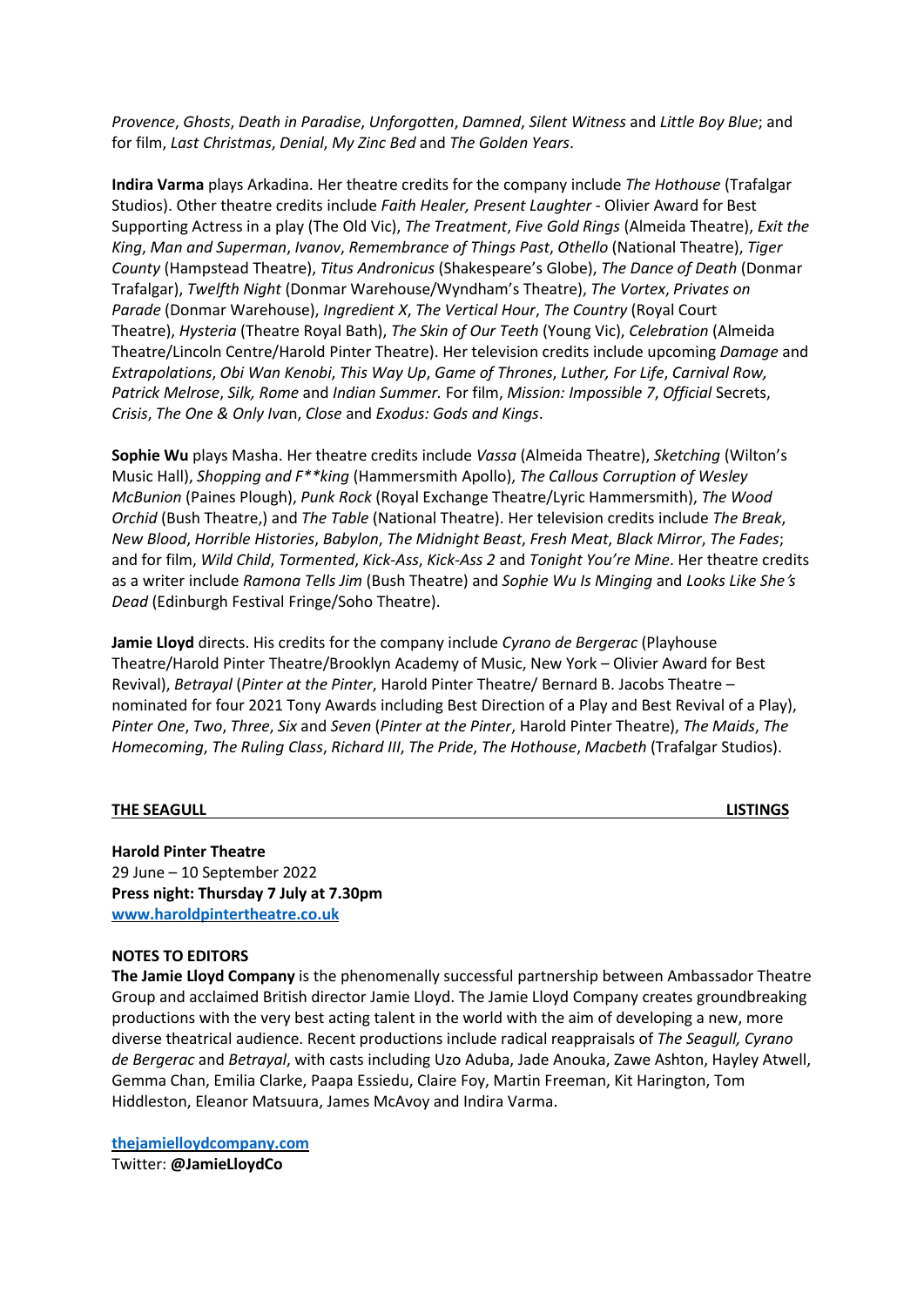*Provence*, *Ghosts*, *Death in Paradise*, *Unforgotten*, *Damned*, *Silent Witness* and *Little Boy Blue*; and for film, *Last Christmas*, *Denial*, *My Zinc Bed* and *The Golden Years*.

**Indira Varma** plays Arkadina. Her theatre credits for the company include *The Hothouse* (Trafalgar Studios). Other theatre credits include *Faith Healer, Present Laughter* - Olivier Award for Best Supporting Actress in a play (The Old Vic), *The Treatment*, *Five Gold Rings* (Almeida Theatre), *Exit the King*, *Man and Superman*, *Ivanov*, *Remembrance of Things Past*, *Othello* (National Theatre), *Tiger County* (Hampstead Theatre), *Titus Andronicus* (Shakespeare's Globe), *The Dance of Death* (Donmar Trafalgar), *Twelfth Night* (Donmar Warehouse/Wyndham's Theatre), *The Vortex*, *Privates on Parade* (Donmar Warehouse), *Ingredient X*, *The Vertical Hour*, *The Country* (Royal Court Theatre), *Hysteria* (Theatre Royal Bath), *The Skin of Our Teeth* (Young Vic), *Celebration* (Almeida Theatre/Lincoln Centre/Harold Pinter Theatre). Her television credits include upcoming *Damage* and *Extrapolations*, *Obi Wan Kenobi*, *This Way Up*, *Game of Thrones*, *Luther, For Life*, *Carnival Row, Patrick Melrose*, *Silk, Rome* and *Indian Summer.* For film, *Mission: Impossible 7*, *Official* Secrets, *Crisis*, *The One & Only Iva*n, *Close* and *Exodus: Gods and Kings*.

**Sophie Wu** plays Masha. Her theatre credits include *Vassa* (Almeida Theatre), *Sketching* (Wilton's Music Hall), *Shopping and F**king* (Hammersmith Apollo), *The Callous Corruption of Wesley McBunion* (Paines Plough), *Punk Rock* (Royal Exchange Theatre/Lyric Hammersmith), *The Wood Orchid* (Bush Theatre,) and *The Table* (National Theatre). Her television credits include *The Break*, *New Blood*, *Horrible Histories*, *Babylon*, *The Midnight Beast*, *Fresh Meat*, *Black Mirror*, *The Fades*; and for film, *Wild Child*, *Tormented*, *Kick-Ass*, *Kick-Ass 2* and *Tonight You're Mine*. Her theatre credits as a writer include *Ramona Tells Jim* (Bush Theatre) and *Sophie Wu Is Minging* and *Looks Like She's Dead* (Edinburgh Festival Fringe/Soho Theatre).

**Jamie Lloyd** directs. His credits for the company include *Cyrano de Bergerac* (Playhouse Theatre/Harold Pinter Theatre/Brooklyn Academy of Music, New York – Olivier Award for Best Revival), *Betrayal* (*Pinter at the Pinter*, Harold Pinter Theatre/ Bernard B. Jacobs Theatre – nominated for four 2021 Tony Awards including Best Direction of a Play and Best Revival of a Play), *Pinter One*, *Two*, *Three*, *Six* and *Seven* (*Pinter at the Pinter*, Harold Pinter Theatre), *The Maids*, *The Homecoming*, *The Ruling Class*, *Richard III*, *The Pride*, *The Hothouse*, *Macbeth* (Trafalgar Studios).

**THE SEAGULL** **LISTINGS**

**Harold Pinter Theatre**
29 June – 10 September 2022
**Press night: Thursday 7 July at 7.30pm**
**www.haroldpintertheatre.co.uk**

**NOTES TO EDITORS**
**The Jamie Lloyd Company** is the phenomenally successful partnership between Ambassador Theatre Group and acclaimed British director Jamie Lloyd. The Jamie Lloyd Company creates groundbreaking productions with the very best acting talent in the world with the aim of developing a new, more diverse theatrical audience. Recent productions include radical reappraisals of *The Seagull, Cyrano de Bergerac* and *Betrayal*, with casts including Uzo Aduba, Jade Anouka, Zawe Ashton, Hayley Atwell, Gemma Chan, Emilia Clarke, Paapa Essiedu, Claire Foy, Martin Freeman, Kit Harington, Tom Hiddleston, Eleanor Matsuura, James McAvoy and Indira Varma.

**thejamielloydcompany.com**
Twitter: **@JamieLloydCo**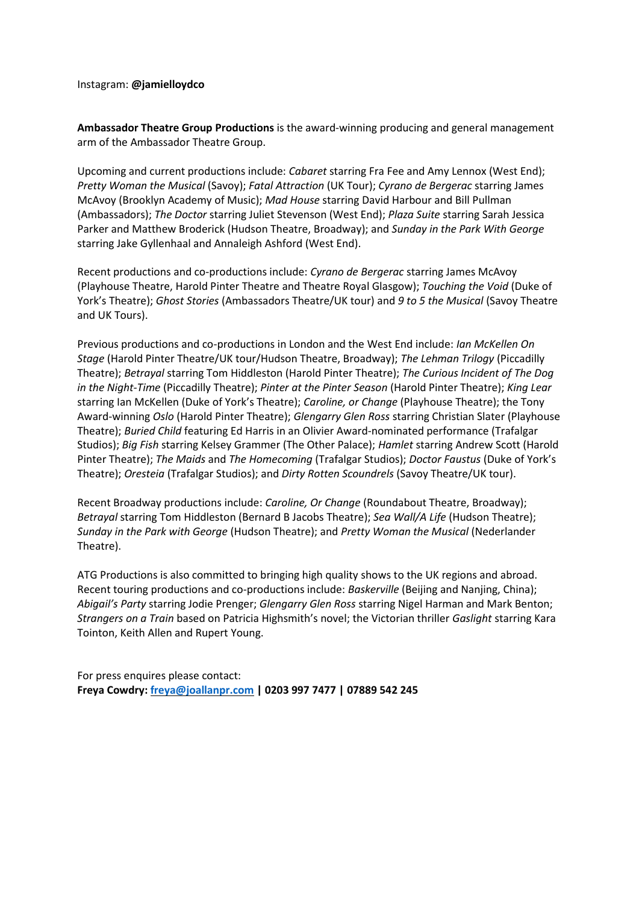Instagram: **@jamielloydco**

**Ambassador Theatre Group Productions** is the award-winning producing and general management arm of the Ambassador Theatre Group.

Upcoming and current productions include: *Cabaret* starring Fra Fee and Amy Lennox (West End); *Pretty Woman the Musical* (Savoy); *Fatal Attraction* (UK Tour); *Cyrano de Bergerac* starring James McAvoy (Brooklyn Academy of Music); *Mad House* starring David Harbour and Bill Pullman (Ambassadors); *The Doctor* starring Juliet Stevenson (West End); *Plaza Suite* starring Sarah Jessica Parker and Matthew Broderick (Hudson Theatre, Broadway); and *Sunday in the Park With George* starring Jake Gyllenhaal and Annaleigh Ashford (West End).

Recent productions and co-productions include: *Cyrano de Bergerac* starring James McAvoy (Playhouse Theatre, Harold Pinter Theatre and Theatre Royal Glasgow); *Touching the Void* (Duke of York's Theatre); *Ghost Stories* (Ambassadors Theatre/UK tour) and *9 to 5 the Musical* (Savoy Theatre and UK Tours).

Previous productions and co-productions in London and the West End include: *Ian McKellen On Stage* (Harold Pinter Theatre/UK tour/Hudson Theatre, Broadway); *The Lehman Trilogy* (Piccadilly Theatre); *Betrayal* starring Tom Hiddleston (Harold Pinter Theatre); *The Curious Incident of The Dog in the Night-Time* (Piccadilly Theatre); *Pinter at the Pinter Season* (Harold Pinter Theatre); *King Lear* starring Ian McKellen (Duke of York's Theatre); *Caroline, or Change* (Playhouse Theatre); the Tony Award-winning *Oslo* (Harold Pinter Theatre); *Glengarry Glen Ross* starring Christian Slater (Playhouse Theatre); *Buried Child* featuring Ed Harris in an Olivier Award-nominated performance (Trafalgar Studios); *Big Fish* starring Kelsey Grammer (The Other Palace); *Hamlet* starring Andrew Scott (Harold Pinter Theatre); *The Maids* and *The Homecoming* (Trafalgar Studios); *Doctor Faustus* (Duke of York's Theatre); *Oresteia* (Trafalgar Studios); and *Dirty Rotten Scoundrels* (Savoy Theatre/UK tour).

Recent Broadway productions include: *Caroline, Or Change* (Roundabout Theatre, Broadway); *Betrayal* starring Tom Hiddleston (Bernard B Jacobs Theatre); *Sea Wall/A Life* (Hudson Theatre); *Sunday in the Park with George* (Hudson Theatre); and *Pretty Woman the Musical* (Nederlander Theatre).

ATG Productions is also committed to bringing high quality shows to the UK regions and abroad. Recent touring productions and co-productions include: *Baskerville* (Beijing and Nanjing, China); *Abigail's Party* starring Jodie Prenger; *Glengarry Glen Ross* starring Nigel Harman and Mark Benton; *Strangers on a Train* based on Patricia Highsmith's novel; the Victorian thriller *Gaslight* starring Kara Tointon, Keith Allen and Rupert Young.

For press enquires please contact:
**Freya Cowdry: freya@joallanpr.com | 0203 997 7477 | 07889 542 245**